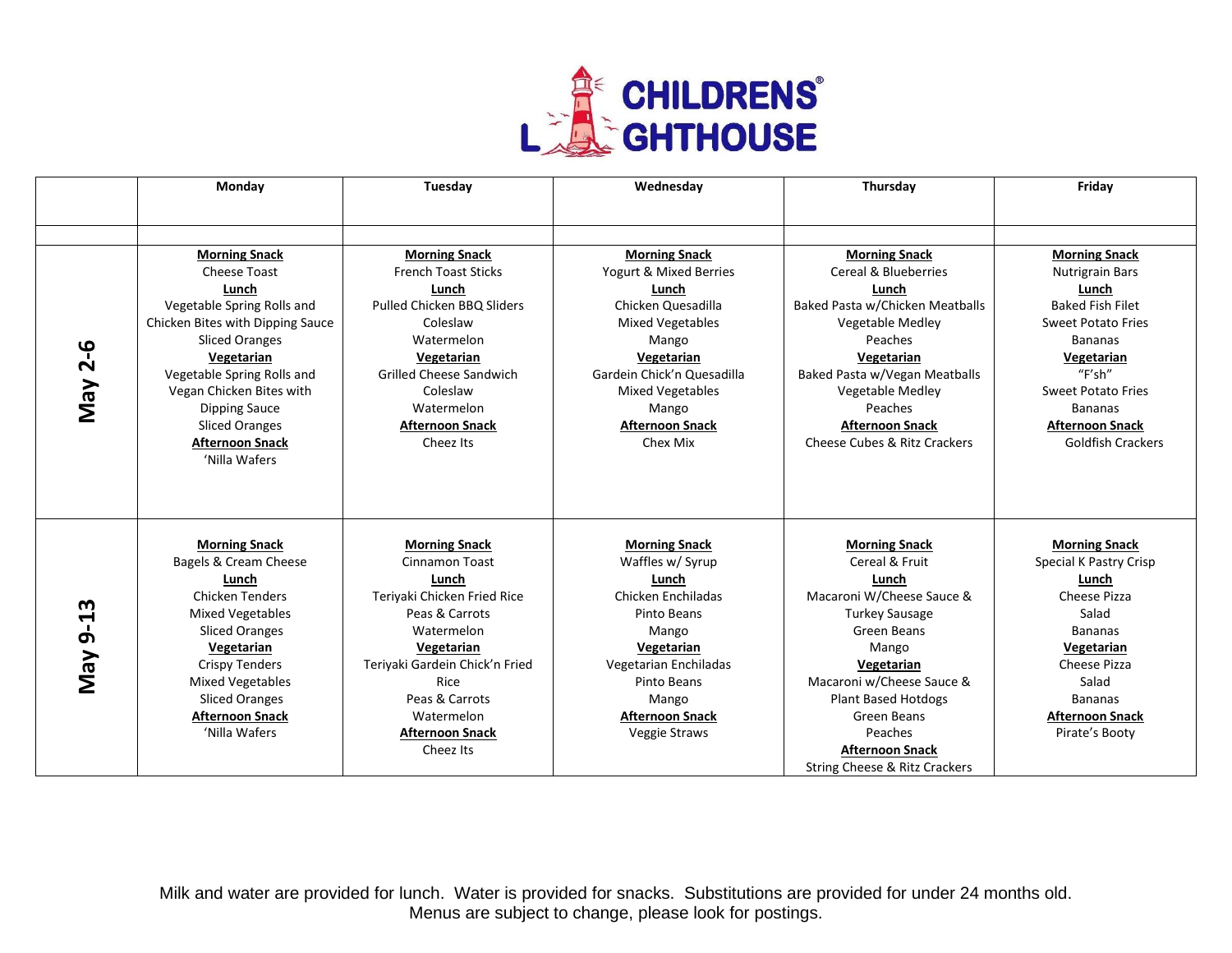# CHILDRENS LIGHTHOUSE

| | Monday | Tuesday | Wednesday | Thursday | Friday |
|---|---|---|---|---|---|
| **May 2-6** | **Morning Snack**<br>Cheese Toast<br>**Lunch**<br>Vegetable Spring Rolls and Chicken Bites with Dipping Sauce<br>Sliced Oranges<br>**Vegetarian**<br>Vegetable Spring Rolls and Vegan Chicken Bites with Dipping Sauce<br>Sliced Oranges<br>**Afternoon Snack**<br>'Nilla Wafers | **Morning Snack**<br>French Toast Sticks<br>**Lunch**<br>Pulled Chicken BBQ Sliders<br>Coleslaw<br>Watermelon<br>**Vegetarian**<br>Grilled Cheese Sandwich<br>Coleslaw<br>Watermelon<br>**Afternoon Snack**<br>Cheez Its | **Morning Snack**<br>Yogurt & Mixed Berries<br>**Lunch**<br>Chicken Quesadilla<br>Mixed Vegetables<br>Mango<br>**Vegetarian**<br>Gardein Chick'n Quesadilla<br>Mixed Vegetables<br>Mango<br>**Afternoon Snack**<br>Chex Mix | **Morning Snack**<br>Cereal & Blueberries<br>**Lunch**<br>Baked Pasta w/Chicken Meatballs<br>Vegetable Medley<br>Peaches<br>**Vegetarian**<br>Baked Pasta w/Vegan Meatballs<br>Vegetable Medley<br>Peaches<br>**Afternoon Snack**<br>Cheese Cubes & Ritz Crackers | **Morning Snack**<br>Nutrigrain Bars<br>**Lunch**<br>Baked Fish Filet<br>Sweet Potato Fries<br>Bananas<br>**Vegetarian**<br>"F'sh"<br>Sweet Potato Fries<br>Bananas<br>**Afternoon Snack**<br>Goldfish Crackers |
| **May 9-13** | **Morning Snack**<br>Bagels & Cream Cheese<br>**Lunch**<br>Chicken Tenders<br>Mixed Vegetables<br>Sliced Oranges<br>**Vegetarian**<br>Crispy Tenders<br>Mixed Vegetables<br>Sliced Oranges<br>**Afternoon Snack**<br>'Nilla Wafers | **Morning Snack**<br>Cinnamon Toast<br>**Lunch**<br>Teriyaki Chicken Fried Rice<br>Peas & Carrots<br>Watermelon<br>**Vegetarian**<br>Teriyaki Gardein Chick'n Fried Rice<br>Peas & Carrots<br>Watermelon<br>**Afternoon Snack**<br>Cheez Its | **Morning Snack**<br>Waffles w/ Syrup<br>**Lunch**<br>Chicken Enchiladas<br>Pinto Beans<br>Mango<br>**Vegetarian**<br>Vegetarian Enchiladas<br>Pinto Beans<br>Mango<br>**Afternoon Snack**<br>Veggie Straws | **Morning Snack**<br>Cereal & Fruit<br>**Lunch**<br>Macaroni W/Cheese Sauce & Turkey Sausage<br>Green Beans<br>Mango<br>**Vegetarian**<br>Macaroni w/Cheese Sauce & Plant Based Hotdogs<br>Green Beans<br>Peaches<br>**Afternoon Snack**<br>String Cheese & Ritz Crackers | **Morning Snack**<br>Special K Pastry Crisp<br>**Lunch**<br>Cheese Pizza<br>Salad<br>Bananas<br>**Vegetarian**<br>Cheese Pizza<br>Salad<br>Bananas<br>**Afternoon Snack**<br>Pirate's Booty |

Milk and water are provided for lunch. Water is provided for snacks. Substitutions are provided for under 24 months old.
Menus are subject to change, please look for postings.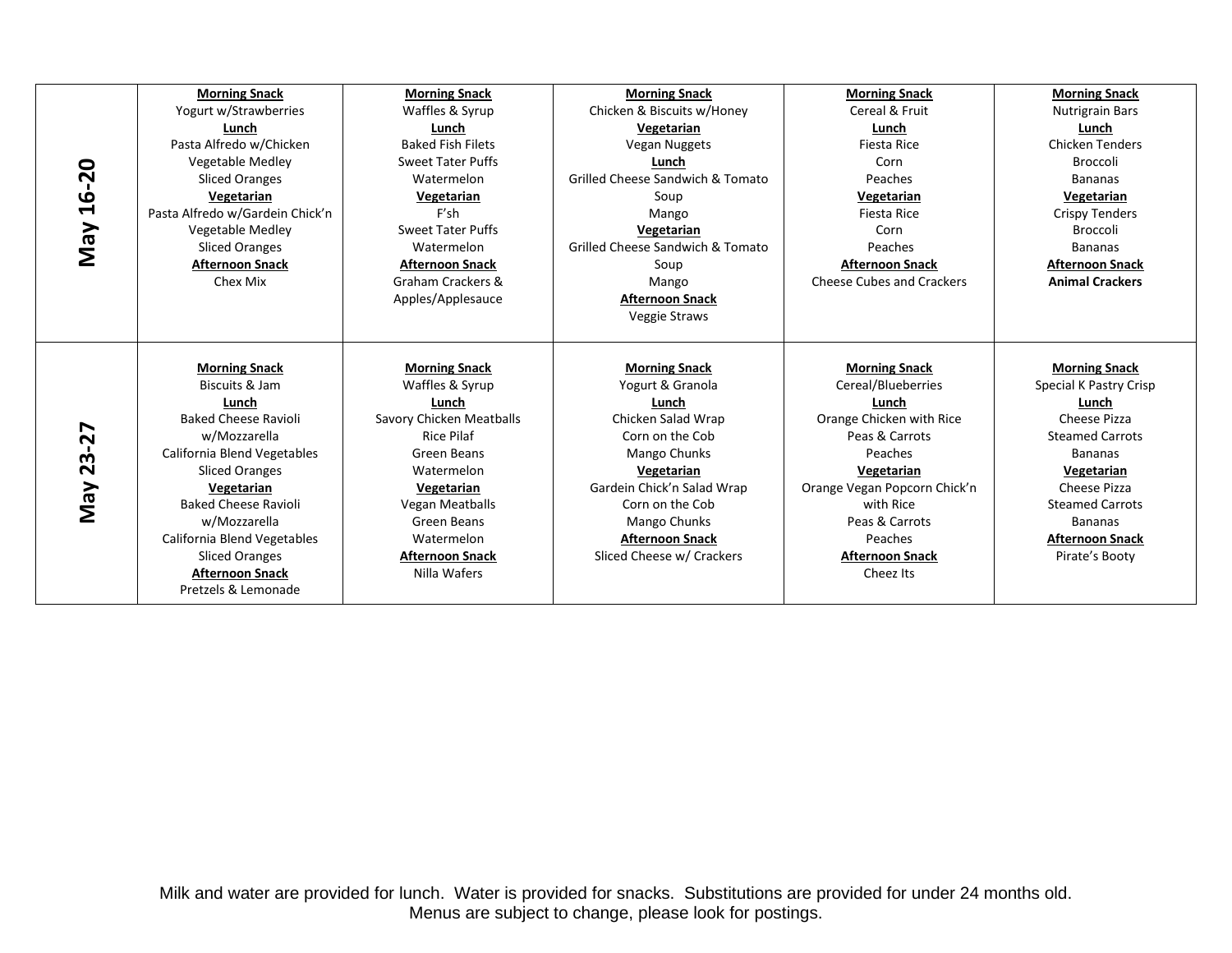| | | | | | |
|---|---|---|---|---|---|
| **May 16-20** | **Morning Snack**<br>Yogurt w/Strawberries<br>**Lunch**<br>Pasta Alfredo w/Chicken<br>Vegetable Medley<br>Sliced Oranges<br>**Vegetarian**<br>Pasta Alfredo w/Gardein Chick'n<br>Vegetable Medley<br>Sliced Oranges<br>**Afternoon Snack**<br>Chex Mix | **Morning Snack**<br>Waffles & Syrup<br>**Lunch**<br>Baked Fish Filets<br>Sweet Tater Puffs<br>Watermelon<br>**Vegetarian**<br>F'sh<br>Sweet Tater Puffs<br>Watermelon<br>**Afternoon Snack**<br>Graham Crackers &<br>Apples/Applesauce | **Morning Snack**<br>Chicken & Biscuits w/Honey<br>**Vegetarian**<br>Vegan Nuggets<br>**Lunch**<br>Grilled Cheese Sandwich & Tomato Soup<br>Mango<br>**Vegetarian**<br>Grilled Cheese Sandwich & Tomato Soup<br>Mango<br>**Afternoon Snack**<br>Veggie Straws | **Morning Snack**<br>Cereal & Fruit<br>**Lunch**<br>Fiesta Rice<br>Corn<br>Peaches<br>**Vegetarian**<br>Fiesta Rice<br>Corn<br>Peaches<br>**Afternoon Snack**<br>Cheese Cubes and Crackers | **Morning Snack**<br>Nutrigrain Bars<br>**Lunch**<br>Chicken Tenders<br>Broccoli<br>Bananas<br>**Vegetarian**<br>Crispy Tenders<br>Broccoli<br>Bananas<br>**Afternoon Snack**<br>**Animal Crackers** |
| **May 23-27** | **Morning Snack**<br>Biscuits & Jam<br>**Lunch**<br>Baked Cheese Ravioli w/Mozzarella<br>California Blend Vegetables<br>Sliced Oranges<br>**Vegetarian**<br>Baked Cheese Ravioli w/Mozzarella<br>California Blend Vegetables<br>Sliced Oranges<br>**Afternoon Snack**<br>Pretzels & Lemonade | **Morning Snack**<br>Waffles & Syrup<br>**Lunch**<br>Savory Chicken Meatballs<br>Rice Pilaf<br>Green Beans<br>Watermelon<br>**Vegetarian**<br>Vegan Meatballs<br>Green Beans<br>Watermelon<br>**Afternoon Snack**<br>Nilla Wafers | **Morning Snack**<br>Yogurt & Granola<br>**Lunch**<br>Chicken Salad Wrap<br>Corn on the Cob<br>Mango Chunks<br>**Vegetarian**<br>Gardein Chick'n Salad Wrap<br>Corn on the Cob<br>Mango Chunks<br>**Afternoon Snack**<br>Sliced Cheese w/ Crackers | **Morning Snack**<br>Cereal/Blueberries<br>**Lunch**<br>Orange Chicken with Rice<br>Peas & Carrots<br>Peaches<br>**Vegetarian**<br>Orange Vegan Popcorn Chick'n with Rice<br>Peas & Carrots<br>Peaches<br>**Afternoon Snack**<br>Cheez Its | **Morning Snack**<br>Special K Pastry Crisp<br>**Lunch**<br>Cheese Pizza<br>Steamed Carrots<br>Bananas<br>**Vegetarian**<br>Cheese Pizza<br>Steamed Carrots<br>Bananas<br>**Afternoon Snack**<br>Pirate's Booty |

Milk and water are provided for lunch. Water is provided for snacks. Substitutions are provided for under 24 months old.
Menus are subject to change, please look for postings.